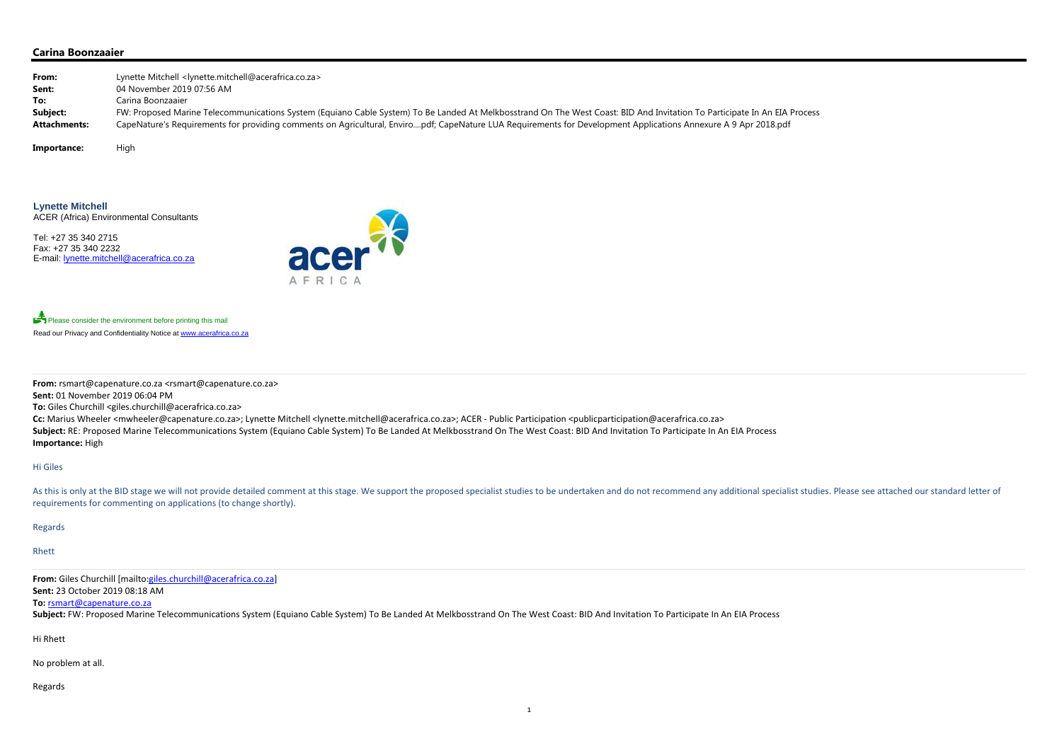**Carina Boonzaaier**

| | |
|---|---|
| **From:** | Lynette Mitchell <lynette.mitchell@acerafrica.co.za> |
| **Sent:** | 04 November 2019 07:56 AM |
| **To:** | Carina Boonzaaier |
| **Subject:** | FW: Proposed Marine Telecommunications System (Equiano Cable System) To Be Landed At Melkbosstrand On The West Coast: BID And Invitation To Participate In An EIA Process |
| **Attachments:** | CapeNature's Requirements for providing comments on Agricultural, Enviro....pdf; CapeNature LUA Requirements for Development Applications Annexure A 9 Apr 2018.pdf |
| **Importance:** | High |

**Lynette Mitchell**
ACER (Africa) Environmental Consultants

Tel: +27 35 340 2715
Fax: +27 35 340 2232
E-mail: lynette.mitchell@acerafrica.co.za

Please consider the environment before printing this mail
Read our Privacy and Confidentiality Notice at www.acerafrica.co.za

---

**From:** rsmart@capenature.co.za <rsmart@capenature.co.za>
**Sent:** 01 November 2019 06:04 PM
**To:** Giles Churchill <giles.churchill@acerafrica.co.za>
**Cc:** Marius Wheeler <mwheeler@capenature.co.za>; Lynette Mitchell <lynette.mitchell@acerafrica.co.za>; ACER - Public Participation <publicparticipation@acerafrica.co.za>
**Subject:** RE: Proposed Marine Telecommunications System (Equiano Cable System) To Be Landed At Melkbosstrand On The West Coast: BID And Invitation To Participate In An EIA Process
**Importance:** High

Hi Giles

As this is only at the BID stage we will not provide detailed comment at this stage. We support the proposed specialist studies to be undertaken and do not recommend any additional specialist studies. Please see attached our standard letter of requirements for commenting on applications (to change shortly).

Regards

Rhett

---

**From:** Giles Churchill [mailto:giles.churchill@acerafrica.co.za]
**Sent:** 23 October 2019 08:18 AM
**To:** rsmart@capenature.co.za
**Subject:** FW: Proposed Marine Telecommunications System (Equiano Cable System) To Be Landed At Melkbosstrand On The West Coast: BID And Invitation To Participate In An EIA Process

Hi Rhett

No problem at all.

Regards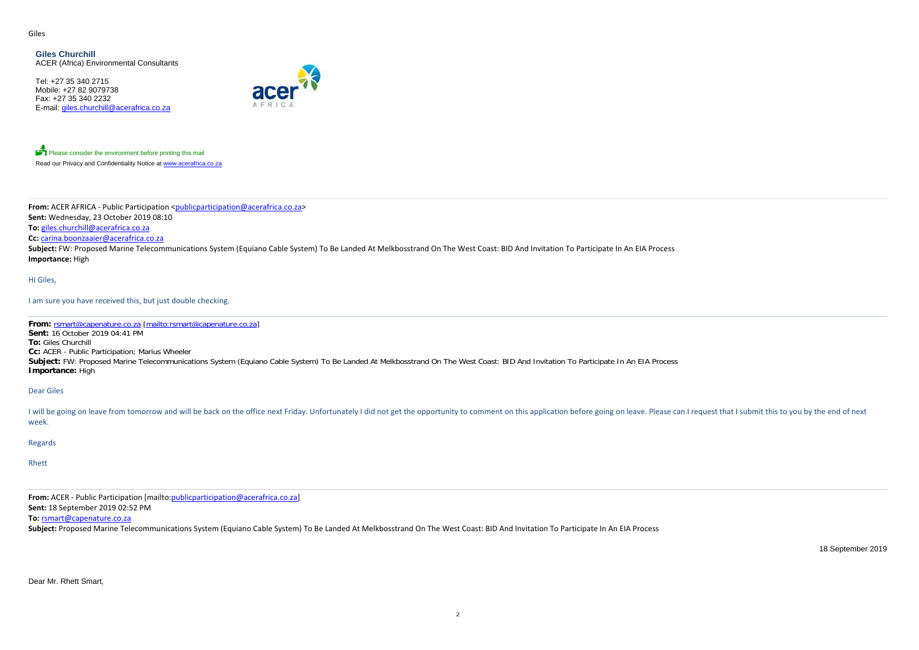Giles

**Giles Churchill**
ACER (Africa) Environmental Consultants

Tel: +27 35 340 2715
Mobile: +27 82 9079738
Fax: +27 35 340 2232
E-mail: giles.churchill@acerafrica.co.za

Please consider the environment before printing this mail
Read our Privacy and Confidentiality Notice at www.acerafrica.co.za

---

**From:** ACER AFRICA - Public Participation <publicparticipation@acerafrica.co.za>
**Sent:** Wednesday, 23 October 2019 08:10
**To:** giles.churchill@acerafrica.co.za
**Cc:** carina.boonzaaier@acerafrica.co.za
**Subject:** FW: Proposed Marine Telecommunications System (Equiano Cable System) To Be Landed At Melkbosstrand On The West Coast: BID And Invitation To Participate In An EIA Process
**Importance:** High

Hi Giles,

I am sure you have received this, but just double checking.

---

**From:** rsmart@capenature.co.za [mailto:rsmart@capenature.co.za]
**Sent:** 16 October 2019 04:41 PM
**To:** Giles Churchill
**Cc:** ACER - Public Participation; Marius Wheeler
**Subject:** FW: Proposed Marine Telecommunications System (Equiano Cable System) To Be Landed At Melkbosstrand On The West Coast: BID And Invitation To Participate In An EIA Process
**Importance:** High

Dear Giles

I will be going on leave from tomorrow and will be back on the office next Friday. Unfortunately I did not get the opportunity to comment on this application before going on leave. Please can I request that I submit this to you by the end of next week.

Regards

Rhett

---

**From:** ACER - Public Participation [mailto:publicparticipation@acerafrica.co.za]
**Sent:** 18 September 2019 02:52 PM
**To:** rsmart@capenature.co.za
**Subject:** Proposed Marine Telecommunications System (Equiano Cable System) To Be Landed At Melkbosstrand On The West Coast: BID And Invitation To Participate In An EIA Process

18 September 2019

Dear Mr. Rhett Smart,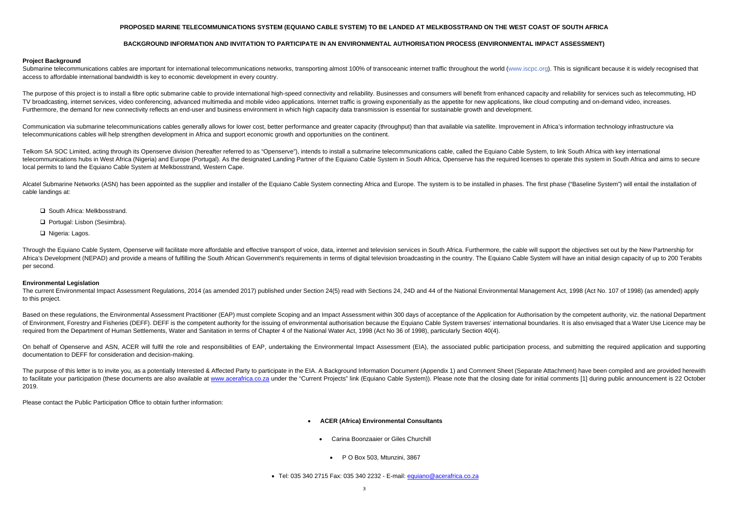**PROPOSED MARINE TELECOMMUNICATIONS SYSTEM (EQUIANO CABLE SYSTEM) TO BE LANDED AT MELKBOSSTRAND ON THE WEST COAST OF SOUTH AFRICA**

**BACKGROUND INFORMATION AND INVITATION TO PARTICIPATE IN AN ENVIRONMENTAL AUTHORISATION PROCESS (ENVIRONMENTAL IMPACT ASSESSMENT)**

**Project Background**

Submarine telecommunications cables are important for international telecommunications networks, transporting almost 100% of transoceanic internet traffic throughout the world (www.iscpc.org). This is significant because it is widely recognised that access to affordable international bandwidth is key to economic development in every country.

The purpose of this project is to install a fibre optic submarine cable to provide international high-speed connectivity and reliability. Businesses and consumers will benefit from enhanced capacity and reliability for services such as telecommuting, HD TV broadcasting, internet services, video conferencing, advanced multimedia and mobile video applications. Internet traffic is growing exponentially as the appetite for new applications, like cloud computing and on-demand video, increases. Furthermore, the demand for new connectivity reflects an end-user and business environment in which high capacity data transmission is essential for sustainable growth and development.

Communication via submarine telecommunications cables generally allows for lower cost, better performance and greater capacity (throughput) than that available via satellite. Improvement in Africa's information technology infrastructure via telecommunications cables will help strengthen development in Africa and support economic growth and opportunities on the continent.

Telkom SA SOC Limited, acting through its Openserve division (hereafter referred to as "Openserve"), intends to install a submarine telecommunications cable, called the Equiano Cable System, to link South Africa with key international telecommunications hubs in West Africa (Nigeria) and Europe (Portugal). As the designated Landing Partner of the Equiano Cable System in South Africa, Openserve has the required licenses to operate this system in South Africa and aims to secure local permits to land the Equiano Cable System at Melkbosstrand, Western Cape.

Alcatel Submarine Networks (ASN) has been appointed as the supplier and installer of the Equiano Cable System connecting Africa and Europe. The system is to be installed in phases. The first phase ("Baseline System") will entail the installation of cable landings at:

- South Africa: Melkbosstrand.
- Portugal: Lisbon (Sesimbra).
- Nigeria: Lagos.

Through the Equiano Cable System, Openserve will facilitate more affordable and effective transport of voice, data, internet and television services in South Africa. Furthermore, the cable will support the objectives set out by the New Partnership for Africa's Development (NEPAD) and provide a means of fulfilling the South African Government's requirements in terms of digital television broadcasting in the country. The Equiano Cable System will have an initial design capacity of up to 200 Terabits per second.

**Environmental Legislation**

The current Environmental Impact Assessment Regulations, 2014 (as amended 2017) published under Section 24(5) read with Sections 24, 24D and 44 of the National Environmental Management Act, 1998 (Act No. 107 of 1998) (as amended) apply to this project.

Based on these regulations, the Environmental Assessment Practitioner (EAP) must complete Scoping and an Impact Assessment within 300 days of acceptance of the Application for Authorisation by the competent authority, viz. the national Department of Environment, Forestry and Fisheries (DEFF). DEFF is the competent authority for the issuing of environmental authorisation because the Equiano Cable System traverses' international boundaries. It is also envisaged that a Water Use Licence may be required from the Department of Human Settlements, Water and Sanitation in terms of Chapter 4 of the National Water Act, 1998 (Act No 36 of 1998), particularly Section 40(4).

On behalf of Openserve and ASN, ACER will fulfil the role and responsibilities of EAP, undertaking the Environmental Impact Assessment (EIA), the associated public participation process, and submitting the required application and supporting documentation to DEFF for consideration and decision-making.

The purpose of this letter is to invite you, as a potentially Interested & Affected Party to participate in the EIA. A Background Information Document (Appendix 1) and Comment Sheet (Separate Attachment) have been compiled and are provided herewith to facilitate your participation (these documents are also available at www.acerafrica.co.za under the "Current Projects" link (Equiano Cable System)). Please note that the closing date for initial comments [1] during public announcement is 22 October 2019.

Please contact the Public Participation Office to obtain further information:

- **ACER (Africa) Environmental Consultants**
  - Carina Boonzaaier or Giles Churchill
    - P O Box 503, Mtunzini, 3867
- Tel: 035 340 2715 Fax: 035 340 2232 - E-mail: equiano@acerafrica.co.za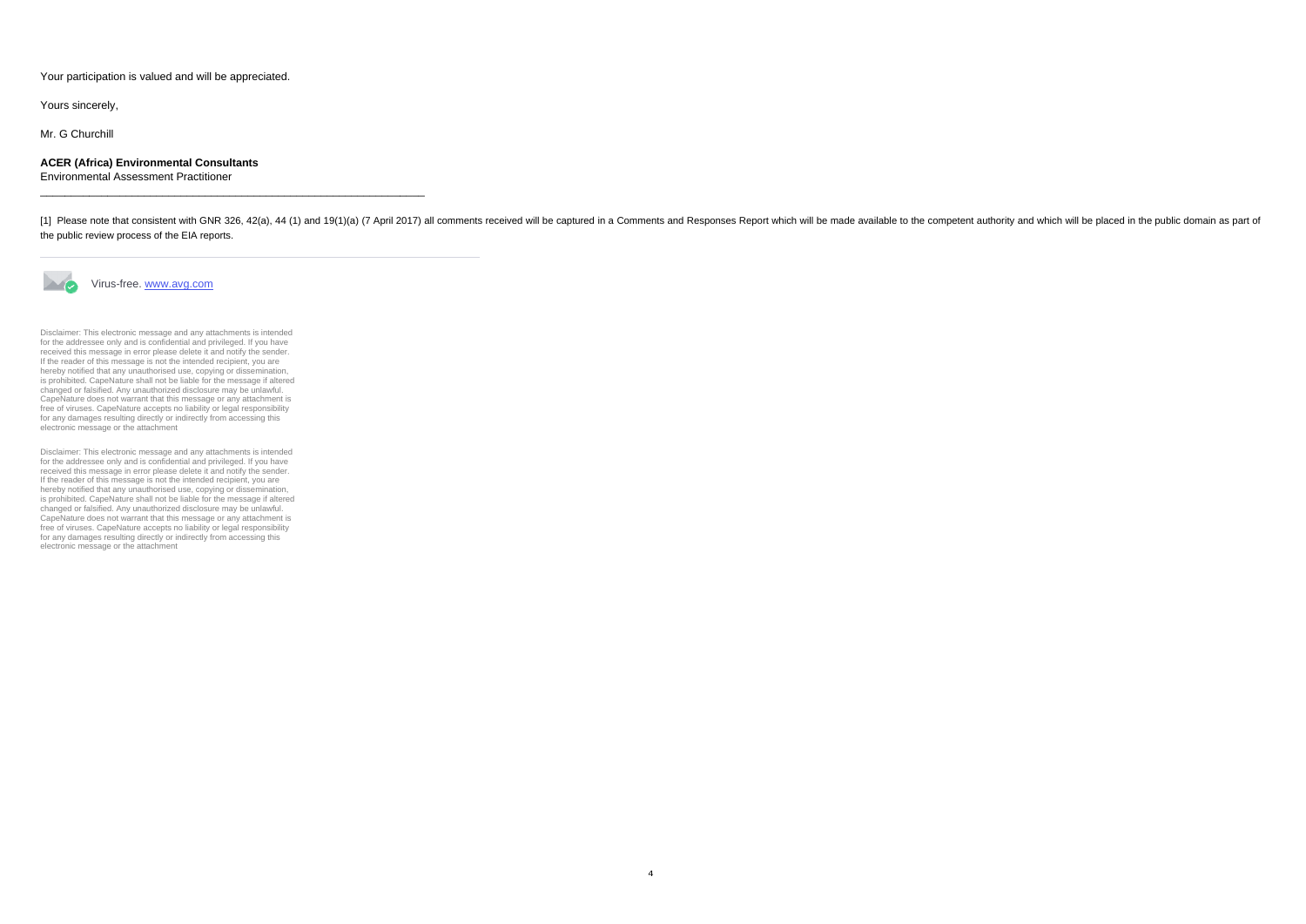Your participation is valued and will be appreciated.

Yours sincerely,

Mr. G Churchill

**ACER (Africa) Environmental Consultants**
Environmental Assessment Practitioner

---

[1] Please note that consistent with GNR 326, 42(a), 44 (1) and 19(1)(a) (7 April 2017) all comments received will be captured in a Comments and Responses Report which will be made available to the competent authority and which will be placed in the public domain as part of the public review process of the EIA reports.

---

Virus-free. www.avg.com

Disclaimer: This electronic message and any attachments is intended for the addressee only and is confidential and privileged. If you have received this message in error please delete it and notify the sender. If the reader of this message is not the intended recipient, you are hereby notified that any unauthorised use, copying or dissemination, is prohibited. CapeNature shall not be liable for the message if altered changed or falsified. Any unauthorized disclosure may be unlawful. CapeNature does not warrant that this message or any attachment is free of viruses. CapeNature accepts no liability or legal responsibility for any damages resulting directly or indirectly from accessing this electronic message or the attachment

Disclaimer: This electronic message and any attachments is intended for the addressee only and is confidential and privileged. If you have received this message in error please delete it and notify the sender. If the reader of this message is not the intended recipient, you are hereby notified that any unauthorised use, copying or dissemination, is prohibited. CapeNature shall not be liable for the message if altered changed or falsified. Any unauthorized disclosure may be unlawful. CapeNature does not warrant that this message or any attachment is free of viruses. CapeNature accepts no liability or legal responsibility for any damages resulting directly or indirectly from accessing this electronic message or the attachment